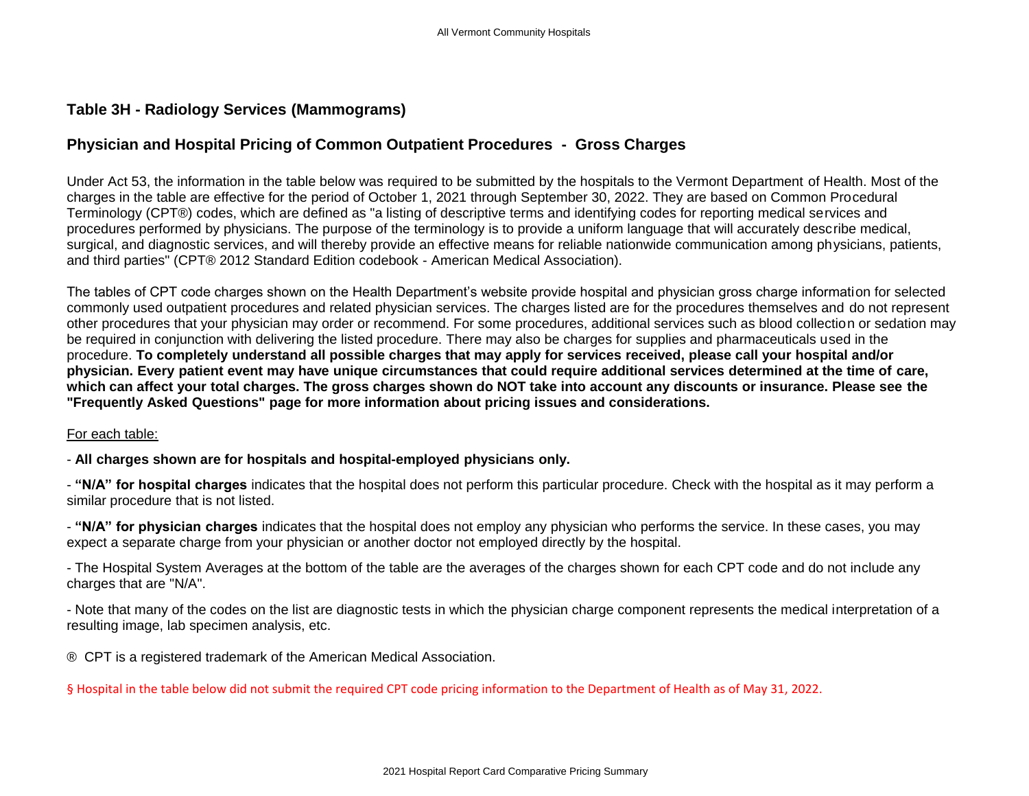## Table 3H - Radiology Services (Mammograms)

## Physician and Hospital Pricing of Common Outpatient Procedures - Gross Charges

Under Act 53, the information in the table below was required to be submitted by the hospitals to the Vermont Department of Health. Most of the charges in the table are effective for the period of October 1, 2021 through September 30, 2022. They are based on Common Procedural Terminology (CPT®) codes, which are defined as "a listing of descriptive terms and identifying codes for reporting medical services and procedures performed by physicians. The purpose of the terminology is to provide a uniform language that will accurately describe medical, surgical, and diagnostic services, and will thereby provide an effective means for reliable nationwide communication among physicians, patients, and third parties" (CPT® 2012 Standard Edition codebook - American Medical Association).

The tables of CPT code charges shown on the Health Department's website provide hospital and physician gross charge information for selected commonly used outpatient procedures and related physician services. The charges listed are for the procedures themselves and do not represent other procedures that your physician may order or recommend. For some procedures, additional services such as blood collection or sedation may be required in conjunction with delivering the listed procedure. There may also be charges for supplies and pharmaceuticals used in the procedure. **To completely understand all possible charges that may apply for services received, please call your hospital and/or physician. Every patient event may have unique circumstances that could require additional services determined at the time of care, which can affect your total charges. The gross charges shown do NOT take into account any discounts or insurance. Please see the "Frequently Asked Questions" page for more information about pricing issues and considerations.**

For each table:

- **All charges shown are for hospitals and hospital-employed physicians only.**

- **"N/A" for hospital charges** indicates that the hospital does not perform this particular procedure. Check with the hospital as it may perform a similar procedure that is not listed.

- **"N/A" for physician charges** indicates that the hospital does not employ any physician who performs the service. In these cases, you may expect a separate charge from your physician or another doctor not employed directly by the hospital.

- The Hospital System Averages at the bottom of the table are the averages of the charges shown for each CPT code and do not include any charges that are "N/A".

- Note that many of the codes on the list are diagnostic tests in which the physician charge component represents the medical interpretation of a resulting image, lab specimen analysis, etc.

® CPT is a registered trademark of the American Medical Association.

§ Hospital in the table below did not submit the required CPT code pricing information to the Department of Health as of May 31, 2022.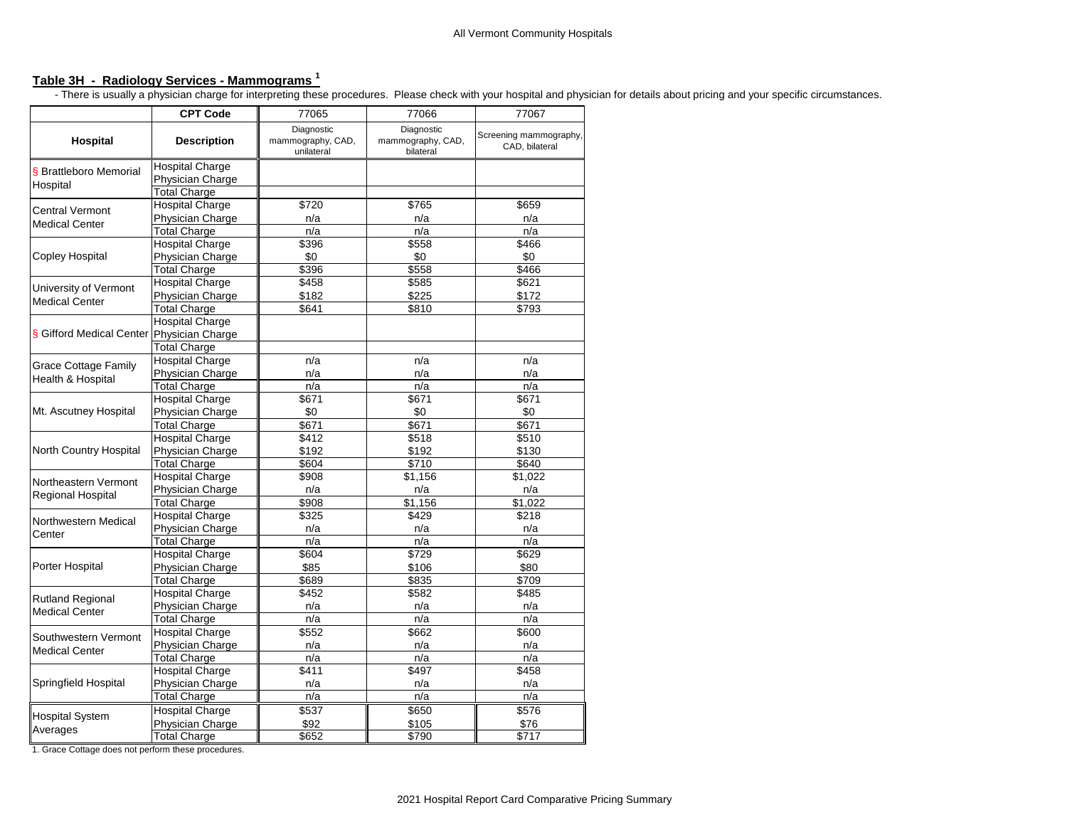## Table 3H - Radiology Services - Mammograms [1]

- There is usually a physician charge for interpreting these procedures. Please check with your hospital and physician for details about pricing and your specific circumstances.

| | CPT Code | 77065 | 77066 | 77067 |
|---|---|---|---|---|
| **Hospital** | **Description** | Diagnostic mammography, CAD, unilateral | Diagnostic mammography, CAD, bilateral | Screening mammography, CAD, bilateral |
| § Brattleboro Memorial Hospital | Hospital Charge | | | |
| | Physician Charge | | | |
| | Total Charge | | | |
| Central Vermont Medical Center | Hospital Charge | $720 | $765 | $659 |
| | Physician Charge | n/a | n/a | n/a |
| | Total Charge | n/a | n/a | n/a |
| Copley Hospital | Hospital Charge | $396 | $558 | $466 |
| | Physician Charge | $0 | $0 | $0 |
| | Total Charge | $396 | $558 | $466 |
| University of Vermont Medical Center | Hospital Charge | $458 | $585 | $621 |
| | Physician Charge | $182 | $225 | $172 |
| | Total Charge | $641 | $810 | $793 |
| § Gifford Medical Center | Hospital Charge | | | |
| | Physician Charge | | | |
| | Total Charge | | | |
| Grace Cottage Family Health & Hospital | Hospital Charge | n/a | n/a | n/a |
| | Physician Charge | n/a | n/a | n/a |
| | Total Charge | n/a | n/a | n/a |
| Mt. Ascutney Hospital | Hospital Charge | $671 | $671 | $671 |
| | Physician Charge | $0 | $0 | $0 |
| | Total Charge | $671 | $671 | $671 |
| North Country Hospital | Hospital Charge | $412 | $518 | $510 |
| | Physician Charge | $192 | $192 | $130 |
| | Total Charge | $604 | $710 | $640 |
| Northeastern Vermont Regional Hospital | Hospital Charge | $908 | $1,156 | $1,022 |
| | Physician Charge | n/a | n/a | n/a |
| | Total Charge | $908 | $1,156 | $1,022 |
| Northwestern Medical Center | Hospital Charge | $325 | $429 | $218 |
| | Physician Charge | n/a | n/a | n/a |
| | Total Charge | n/a | n/a | n/a |
| Porter Hospital | Hospital Charge | $604 | $729 | $629 |
| | Physician Charge | $85 | $106 | $80 |
| | Total Charge | $689 | $835 | $709 |
| Rutland Regional Medical Center | Hospital Charge | $452 | $582 | $485 |
| | Physician Charge | n/a | n/a | n/a |
| | Total Charge | n/a | n/a | n/a |
| Southwestern Vermont Medical Center | Hospital Charge | $552 | $662 | $600 |
| | Physician Charge | n/a | n/a | n/a |
| | Total Charge | n/a | n/a | n/a |
| Springfield Hospital | Hospital Charge | $411 | $497 | $458 |
| | Physician Charge | n/a | n/a | n/a |
| | Total Charge | n/a | n/a | n/a |
| Hospital System Averages | Hospital Charge | $537 | $650 | $576 |
| | Physician Charge | $92 | $105 | $76 |
| | Total Charge | $652 | $790 | $717 |

1. Grace Cottage does not perform these procedures.